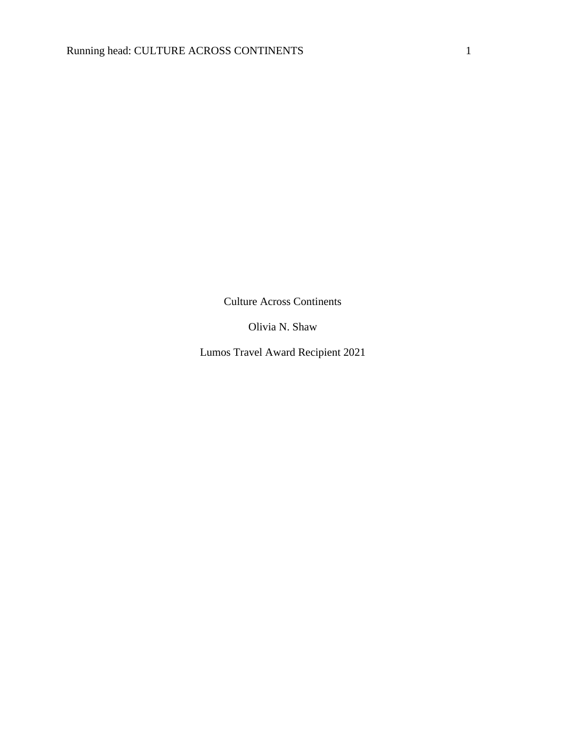Culture Across Continents

Olivia N. Shaw

Lumos Travel Award Recipient 2021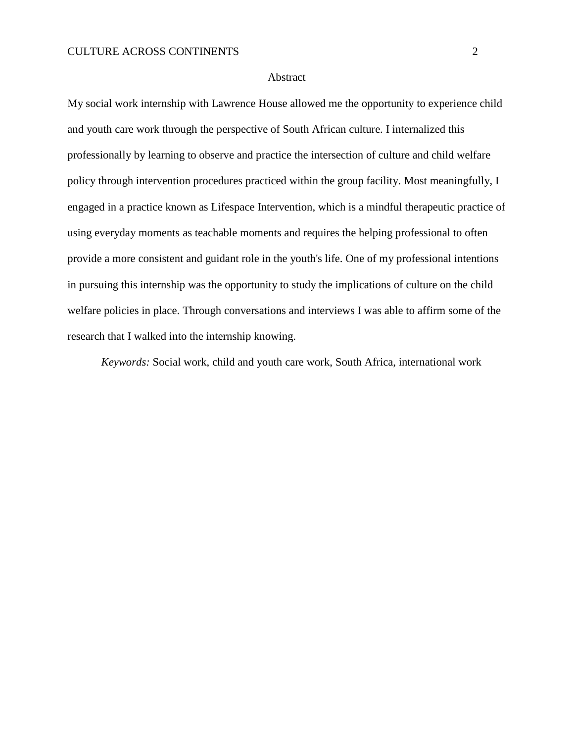# Abstract

My social work internship with Lawrence House allowed me the opportunity to experience child and youth care work through the perspective of South African culture. I internalized this professionally by learning to observe and practice the intersection of culture and child welfare policy through intervention procedures practiced within the group facility. Most meaningfully, I engaged in a practice known as Lifespace Intervention, which is a mindful therapeutic practice of using everyday moments as teachable moments and requires the helping professional to often provide a more consistent and guidant role in the youth's life. One of my professional intentions in pursuing this internship was the opportunity to study the implications of culture on the child welfare policies in place. Through conversations and interviews I was able to affirm some of the research that I walked into the internship knowing.

*Keywords:* Social work, child and youth care work, South Africa, international work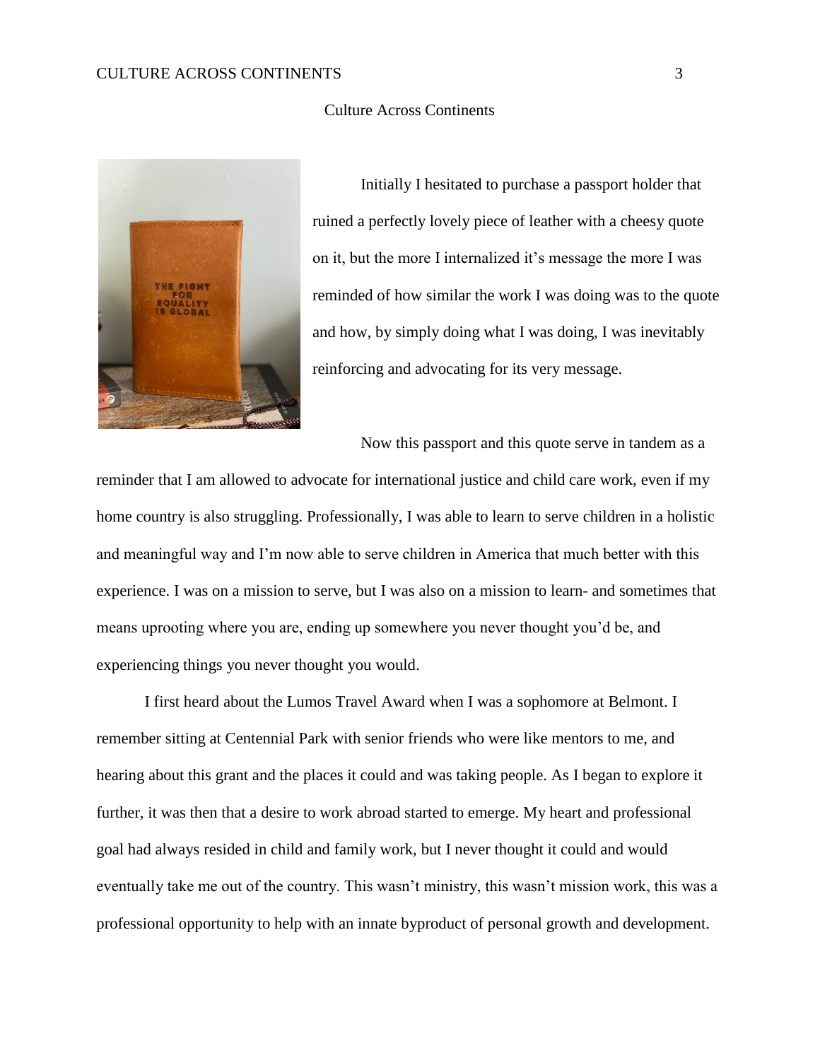Culture Across Continents

Initially I hesitated to purchase a passport holder that ruined a perfectly lovely piece of leather with a cheesy quote on it, but the more I internalized it's message the more I was reminded of how similar the work I was doing was to the quote and how, by simply doing what I was doing, I was inevitably reinforcing and advocating for its very message.

Now this passport and this quote serve in tandem as a reminder that I am allowed to advocate for international justice and child care work, even if my home country is also struggling. Professionally, I was able to learn to serve children in a holistic and meaningful way and I'm now able to serve children in America that much better with this experience. I was on a mission to serve, but I was also on a mission to learn- and sometimes that means uprooting where you are, ending up somewhere you never thought you'd be, and experiencing things you never thought you would.

I first heard about the Lumos Travel Award when I was a sophomore at Belmont. I remember sitting at Centennial Park with senior friends who were like mentors to me, and hearing about this grant and the places it could and was taking people. As I began to explore it further, it was then that a desire to work abroad started to emerge. My heart and professional goal had always resided in child and family work, but I never thought it could and would eventually take me out of the country. This wasn't ministry, this wasn't mission work, this was a professional opportunity to help with an innate byproduct of personal growth and development.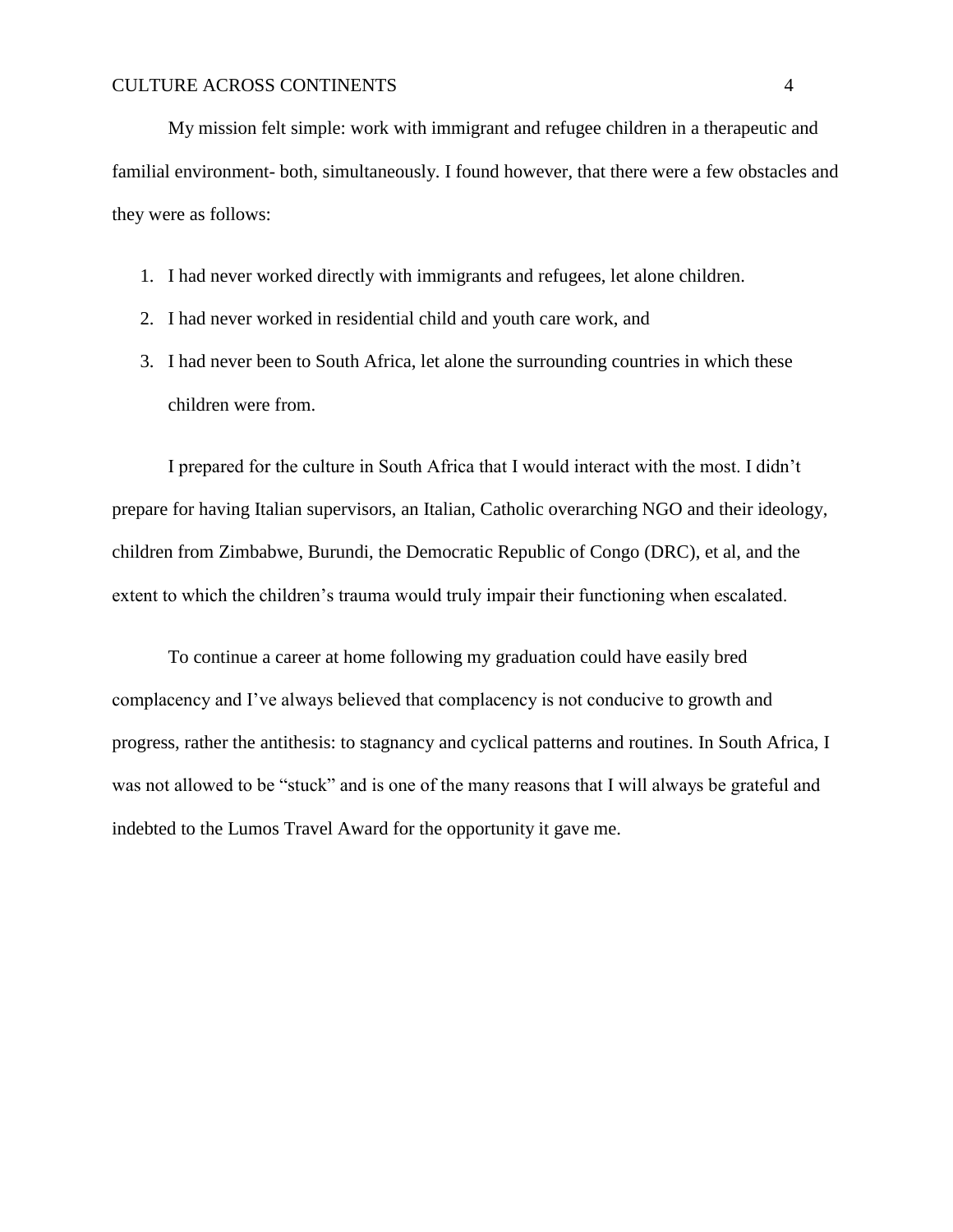My mission felt simple: work with immigrant and refugee children in a therapeutic and familial environment- both, simultaneously. I found however, that there were a few obstacles and they were as follows:

1. I had never worked directly with immigrants and refugees, let alone children.
2. I had never worked in residential child and youth care work, and
3. I had never been to South Africa, let alone the surrounding countries in which these children were from.

I prepared for the culture in South Africa that I would interact with the most. I didn't prepare for having Italian supervisors, an Italian, Catholic overarching NGO and their ideology, children from Zimbabwe, Burundi, the Democratic Republic of Congo (DRC), et al, and the extent to which the children's trauma would truly impair their functioning when escalated.

To continue a career at home following my graduation could have easily bred complacency and I've always believed that complacency is not conducive to growth and progress, rather the antithesis: to stagnancy and cyclical patterns and routines. In South Africa, I was not allowed to be "stuck" and is one of the many reasons that I will always be grateful and indebted to the Lumos Travel Award for the opportunity it gave me.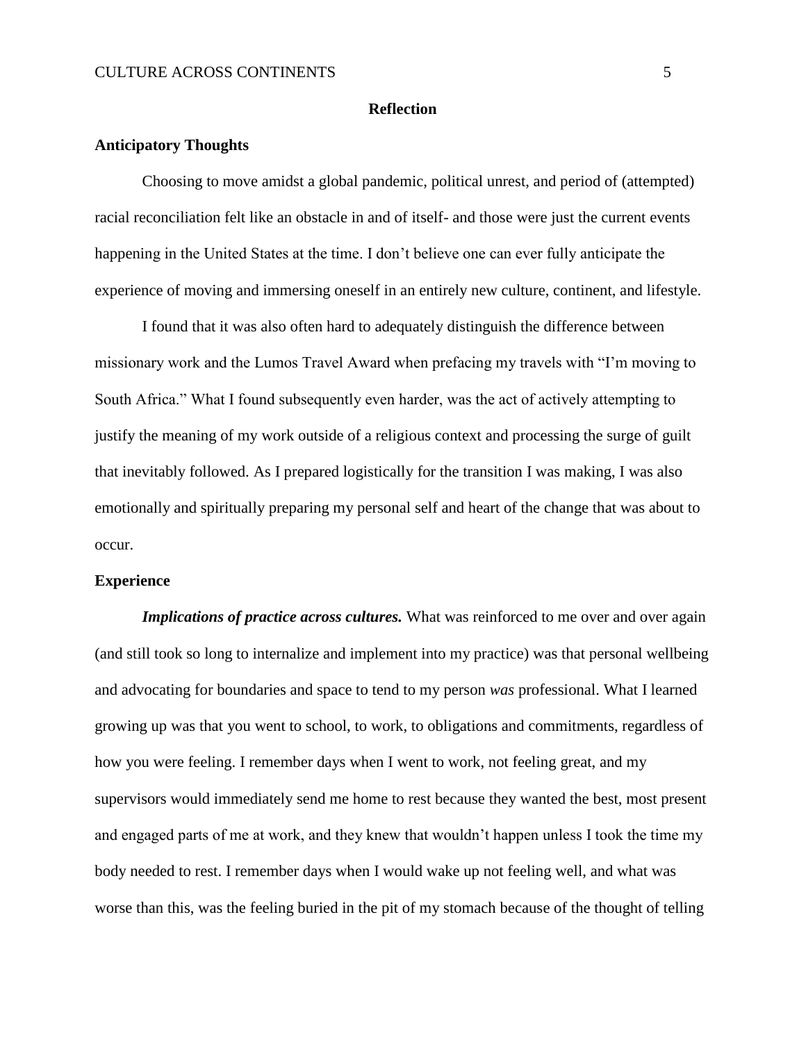## Reflection

### Anticipatory Thoughts

Choosing to move amidst a global pandemic, political unrest, and period of (attempted) racial reconciliation felt like an obstacle in and of itself- and those were just the current events happening in the United States at the time. I don't believe one can ever fully anticipate the experience of moving and immersing oneself in an entirely new culture, continent, and lifestyle.

I found that it was also often hard to adequately distinguish the difference between missionary work and the Lumos Travel Award when prefacing my travels with "I'm moving to South Africa." What I found subsequently even harder, was the act of actively attempting to justify the meaning of my work outside of a religious context and processing the surge of guilt that inevitably followed. As I prepared logistically for the transition I was making, I was also emotionally and spiritually preparing my personal self and heart of the change that was about to occur.

### Experience

***Implications of practice across cultures.*** What was reinforced to me over and over again (and still took so long to internalize and implement into my practice) was that personal wellbeing and advocating for boundaries and space to tend to my person *was* professional. What I learned growing up was that you went to school, to work, to obligations and commitments, regardless of how you were feeling. I remember days when I went to work, not feeling great, and my supervisors would immediately send me home to rest because they wanted the best, most present and engaged parts of me at work, and they knew that wouldn't happen unless I took the time my body needed to rest. I remember days when I would wake up not feeling well, and what was worse than this, was the feeling buried in the pit of my stomach because of the thought of telling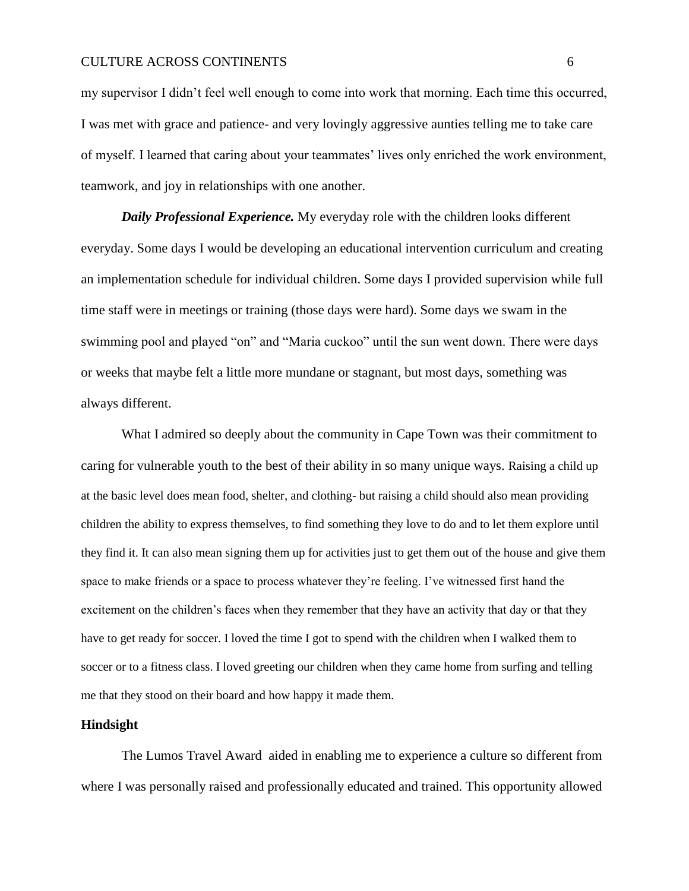my supervisor I didn't feel well enough to come into work that morning. Each time this occurred, I was met with grace and patience- and very lovingly aggressive aunties telling me to take care of myself. I learned that caring about your teammates' lives only enriched the work environment, teamwork, and joy in relationships with one another.

***Daily Professional Experience.*** My everyday role with the children looks different everyday. Some days I would be developing an educational intervention curriculum and creating an implementation schedule for individual children. Some days I provided supervision while full time staff were in meetings or training (those days were hard). Some days we swam in the swimming pool and played "on" and "Maria cuckoo" until the sun went down. There were days or weeks that maybe felt a little more mundane or stagnant, but most days, something was always different.

What I admired so deeply about the community in Cape Town was their commitment to caring for vulnerable youth to the best of their ability in so many unique ways. Raising a child up at the basic level does mean food, shelter, and clothing- but raising a child should also mean providing children the ability to express themselves, to find something they love to do and to let them explore until they find it. It can also mean signing them up for activities just to get them out of the house and give them space to make friends or a space to process whatever they're feeling. I've witnessed first hand the excitement on the children's faces when they remember that they have an activity that day or that they have to get ready for soccer. I loved the time I got to spend with the children when I walked them to soccer or to a fitness class. I loved greeting our children when they came home from surfing and telling me that they stood on their board and how happy it made them.

## Hindsight

The Lumos Travel Award aided in enabling me to experience a culture so different from where I was personally raised and professionally educated and trained. This opportunity allowed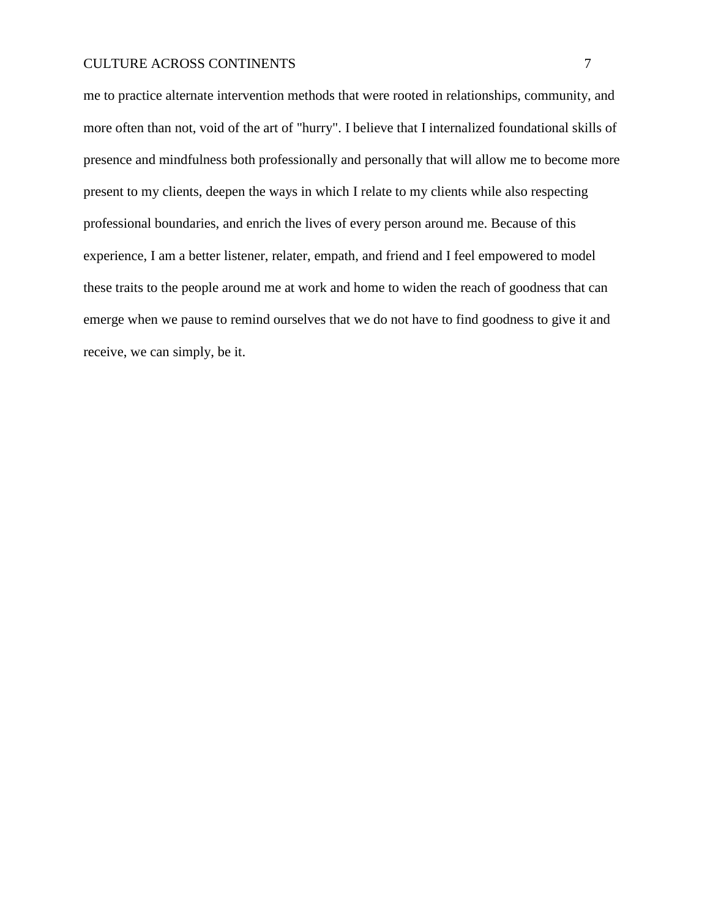me to practice alternate intervention methods that were rooted in relationships, community, and more often than not, void of the art of "hurry". I believe that I internalized foundational skills of presence and mindfulness both professionally and personally that will allow me to become more present to my clients, deepen the ways in which I relate to my clients while also respecting professional boundaries, and enrich the lives of every person around me. Because of this experience, I am a better listener, relater, empath, and friend and I feel empowered to model these traits to the people around me at work and home to widen the reach of goodness that can emerge when we pause to remind ourselves that we do not have to find goodness to give it and receive, we can simply, be it.